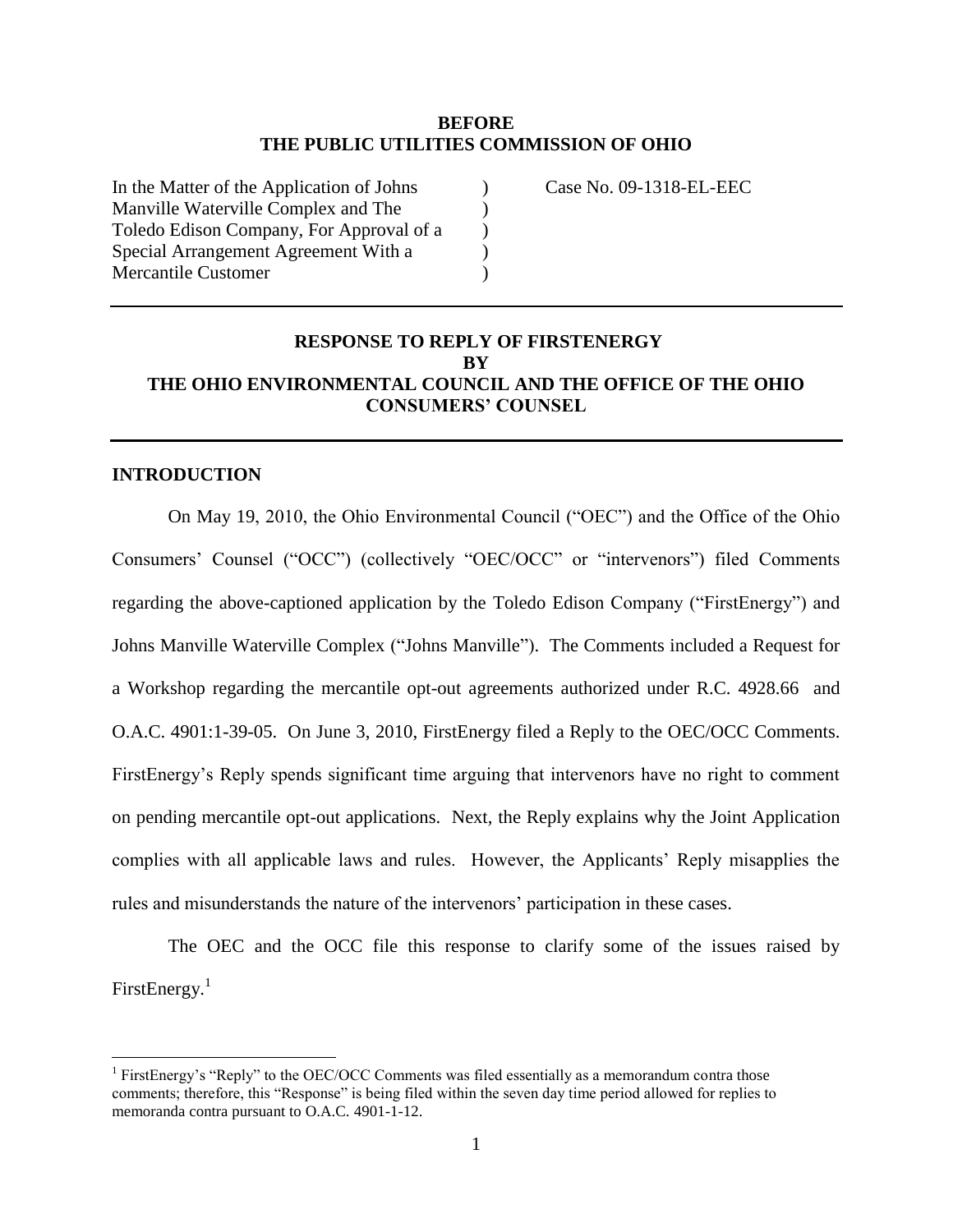**BEFORE**
**THE PUBLIC UTILITIES COMMISSION OF OHIO**

| | | |
|---|---|---|
| In the Matter of the Application of Johns Manville Waterville Complex and The Toledo Edison Company, For Approval of a Special Arrangement Agreement With a Mercantile Customer | ) ) ) ) ) | Case No. 09-1318-EL-EEC |

---

# RESPONSE TO REPLY OF FIRSTENERGY BY THE OHIO ENVIRONMENTAL COUNCIL AND THE OFFICE OF THE OHIO CONSUMERS' COUNSEL

---

## INTRODUCTION

On May 19, 2010, the Ohio Environmental Council ("OEC") and the Office of the Ohio Consumers' Counsel ("OCC") (collectively "OEC/OCC" or "intervenors") filed Comments regarding the above-captioned application by the Toledo Edison Company ("FirstEnergy") and Johns Manville Waterville Complex ("Johns Manville"). The Comments included a Request for a Workshop regarding the mercantile opt-out agreements authorized under R.C. 4928.66 and O.A.C. 4901:1-39-05. On June 3, 2010, FirstEnergy filed a Reply to the OEC/OCC Comments. FirstEnergy's Reply spends significant time arguing that intervenors have no right to comment on pending mercantile opt-out applications. Next, the Reply explains why the Joint Application complies with all applicable laws and rules. However, the Applicants' Reply misapplies the rules and misunderstands the nature of the intervenors' participation in these cases.

The OEC and the OCC file this response to clarify some of the issues raised by FirstEnergy.[1]

[1] FirstEnergy's "Reply" to the OEC/OCC Comments was filed essentially as a memorandum contra those comments; therefore, this "Response" is being filed within the seven day time period allowed for replies to memoranda contra pursuant to O.A.C. 4901-1-12.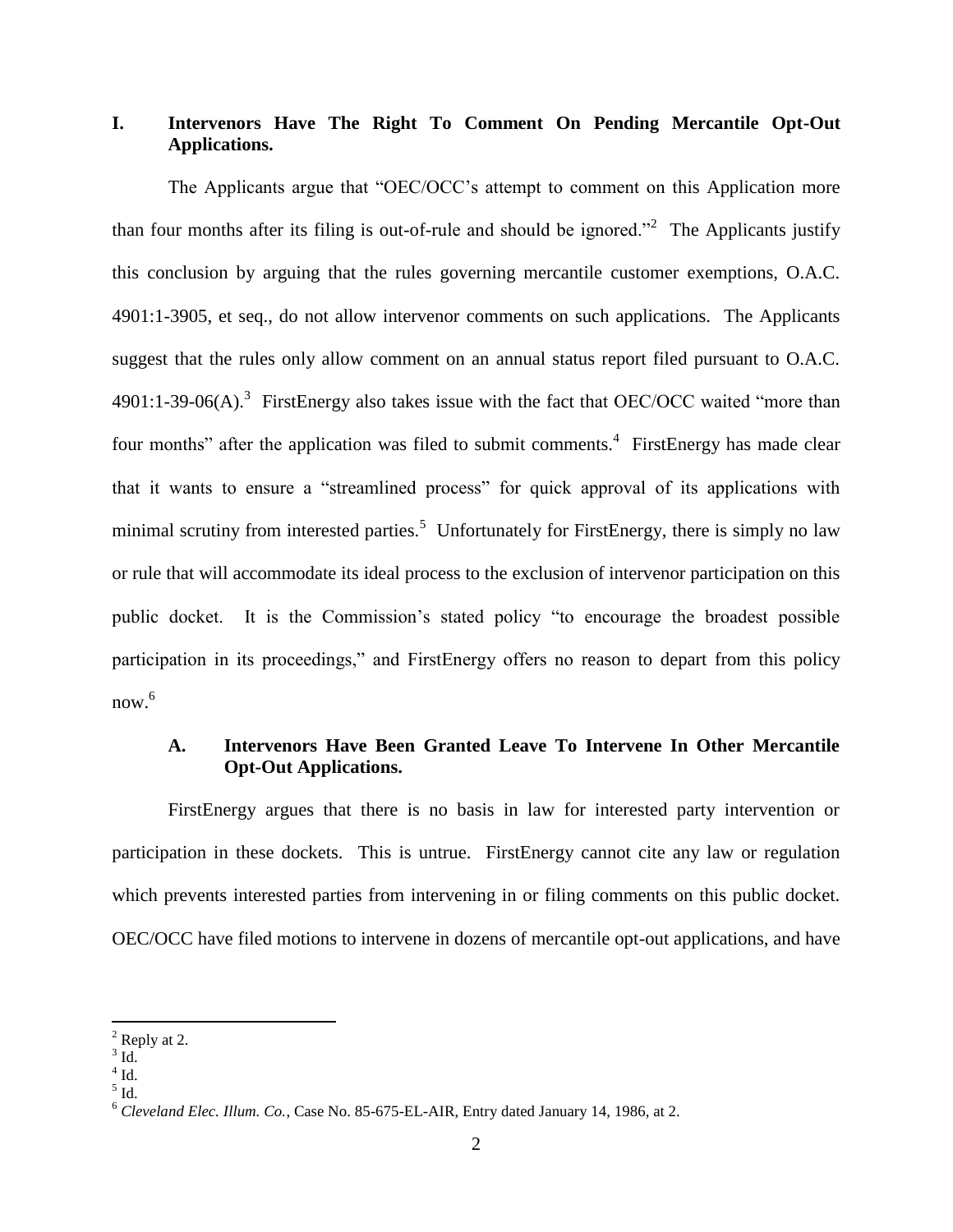## I. Intervenors Have The Right To Comment On Pending Mercantile Opt-Out Applications.

The Applicants argue that "OEC/OCC's attempt to comment on this Application more than four months after its filing is out-of-rule and should be ignored."[2] The Applicants justify this conclusion by arguing that the rules governing mercantile customer exemptions, O.A.C. 4901:1-3905, et seq., do not allow intervenor comments on such applications. The Applicants suggest that the rules only allow comment on an annual status report filed pursuant to O.A.C. 4901:1-39-06(A).[3] FirstEnergy also takes issue with the fact that OEC/OCC waited "more than four months" after the application was filed to submit comments.[4] FirstEnergy has made clear that it wants to ensure a "streamlined process" for quick approval of its applications with minimal scrutiny from interested parties.[5] Unfortunately for FirstEnergy, there is simply no law or rule that will accommodate its ideal process to the exclusion of intervenor participation on this public docket. It is the Commission's stated policy "to encourage the broadest possible participation in its proceedings," and FirstEnergy offers no reason to depart from this policy now.[6]

### A. Intervenors Have Been Granted Leave To Intervene In Other Mercantile Opt-Out Applications.

FirstEnergy argues that there is no basis in law for interested party intervention or participation in these dockets. This is untrue. FirstEnergy cannot cite any law or regulation which prevents interested parties from intervening in or filing comments on this public docket. OEC/OCC have filed motions to intervene in dozens of mercantile opt-out applications, and have

---

[2] Reply at 2.

[3] Id.

[4] Id.

[5] Id.

[6] *Cleveland Elec. Illum. Co.*, Case No. 85-675-EL-AIR, Entry dated January 14, 1986, at 2.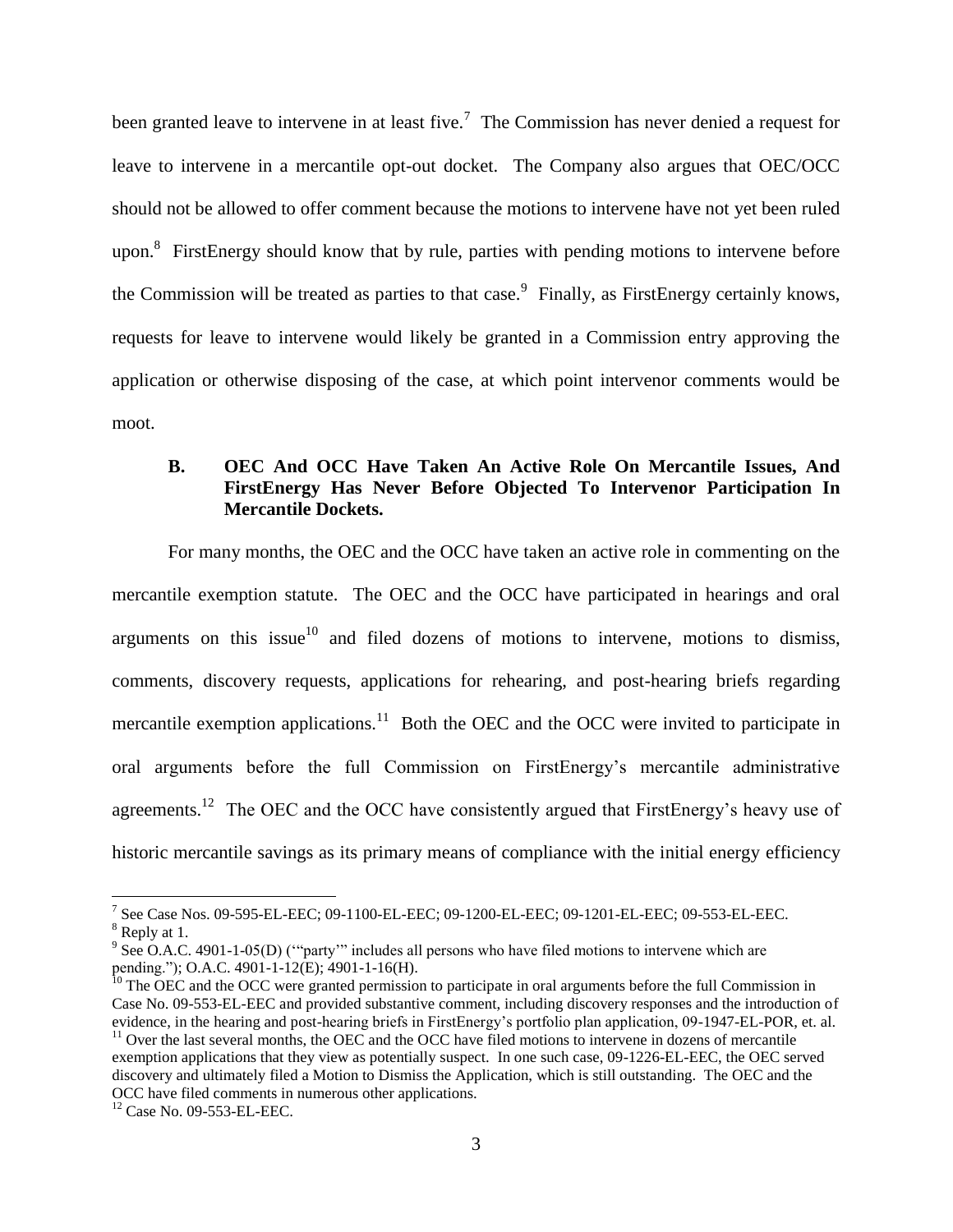been granted leave to intervene in at least five.[7] The Commission has never denied a request for leave to intervene in a mercantile opt-out docket. The Company also argues that OEC/OCC should not be allowed to offer comment because the motions to intervene have not yet been ruled upon.[8] FirstEnergy should know that by rule, parties with pending motions to intervene before the Commission will be treated as parties to that case.[9] Finally, as FirstEnergy certainly knows, requests for leave to intervene would likely be granted in a Commission entry approving the application or otherwise disposing of the case, at which point intervenor comments would be moot.

### B. OEC And OCC Have Taken An Active Role On Mercantile Issues, And FirstEnergy Has Never Before Objected To Intervenor Participation In Mercantile Dockets.

For many months, the OEC and the OCC have taken an active role in commenting on the mercantile exemption statute. The OEC and the OCC have participated in hearings and oral arguments on this issue[10] and filed dozens of motions to intervene, motions to dismiss, comments, discovery requests, applications for rehearing, and post-hearing briefs regarding mercantile exemption applications.[11] Both the OEC and the OCC were invited to participate in oral arguments before the full Commission on FirstEnergy's mercantile administrative agreements.[12] The OEC and the OCC have consistently argued that FirstEnergy's heavy use of historic mercantile savings as its primary means of compliance with the initial energy efficiency

---

[7] See Case Nos. 09-595-EL-EEC; 09-1100-EL-EEC; 09-1200-EL-EEC; 09-1201-EL-EEC; 09-553-EL-EEC.

[8] Reply at 1.

[9] See O.A.C. 4901-1-05(D) ("'party'" includes all persons who have filed motions to intervene which are pending."); O.A.C. 4901-1-12(E); 4901-1-16(H).

[10] The OEC and the OCC were granted permission to participate in oral arguments before the full Commission in Case No. 09-553-EL-EEC and provided substantive comment, including discovery responses and the introduction of evidence, in the hearing and post-hearing briefs in FirstEnergy's portfolio plan application, 09-1947-EL-POR, et. al.

[11] Over the last several months, the OEC and the OCC have filed motions to intervene in dozens of mercantile exemption applications that they view as potentially suspect. In one such case, 09-1226-EL-EEC, the OEC served discovery and ultimately filed a Motion to Dismiss the Application, which is still outstanding. The OEC and the OCC have filed comments in numerous other applications.

[12] Case No. 09-553-EL-EEC.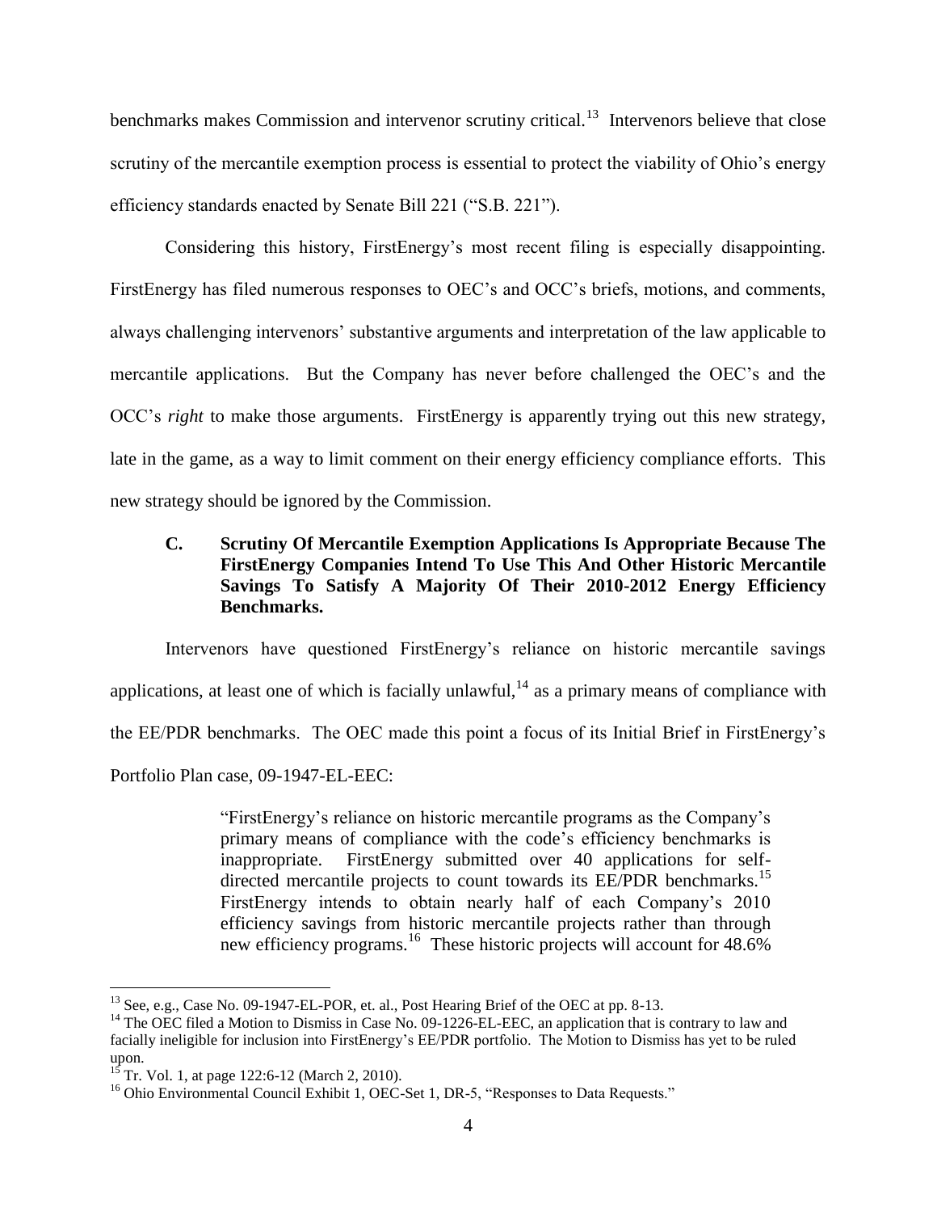benchmarks makes Commission and intervenor scrutiny critical.[13] Intervenors believe that close scrutiny of the mercantile exemption process is essential to protect the viability of Ohio's energy efficiency standards enacted by Senate Bill 221 ("S.B. 221").

Considering this history, FirstEnergy's most recent filing is especially disappointing. FirstEnergy has filed numerous responses to OEC's and OCC's briefs, motions, and comments, always challenging intervenors' substantive arguments and interpretation of the law applicable to mercantile applications. But the Company has never before challenged the OEC's and the OCC's *right* to make those arguments. FirstEnergy is apparently trying out this new strategy, late in the game, as a way to limit comment on their energy efficiency compliance efforts. This new strategy should be ignored by the Commission.

### C. Scrutiny Of Mercantile Exemption Applications Is Appropriate Because The FirstEnergy Companies Intend To Use This And Other Historic Mercantile Savings To Satisfy A Majority Of Their 2010-2012 Energy Efficiency Benchmarks.

Intervenors have questioned FirstEnergy's reliance on historic mercantile savings applications, at least one of which is facially unlawful,[14] as a primary means of compliance with the EE/PDR benchmarks. The OEC made this point a focus of its Initial Brief in FirstEnergy's Portfolio Plan case, 09-1947-EL-EEC:

> "FirstEnergy's reliance on historic mercantile programs as the Company's primary means of compliance with the code's efficiency benchmarks is inappropriate. FirstEnergy submitted over 40 applications for self-directed mercantile projects to count towards its EE/PDR benchmarks.[15] FirstEnergy intends to obtain nearly half of each Company's 2010 efficiency savings from historic mercantile projects rather than through new efficiency programs.[16] These historic projects will account for 48.6%

---

[13] See, e.g., Case No. 09-1947-EL-POR, et. al., Post Hearing Brief of the OEC at pp. 8-13.

[14] The OEC filed a Motion to Dismiss in Case No. 09-1226-EL-EEC, an application that is contrary to law and facially ineligible for inclusion into FirstEnergy's EE/PDR portfolio. The Motion to Dismiss has yet to be ruled upon.

[15] Tr. Vol. 1, at page 122:6-12 (March 2, 2010).

[16] Ohio Environmental Council Exhibit 1, OEC-Set 1, DR-5, "Responses to Data Requests."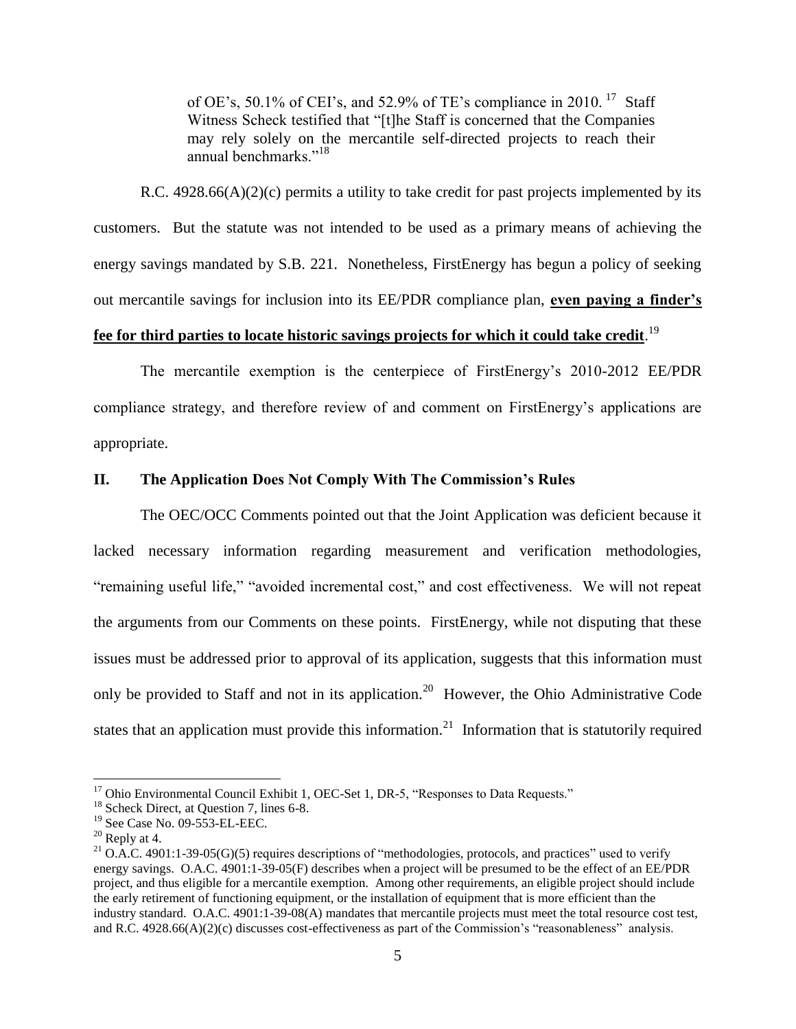of OE's, 50.1% of CEI's, and 52.9% of TE's compliance in 2010.[17] Staff Witness Scheck testified that "[t]he Staff is concerned that the Companies may rely solely on the mercantile self-directed projects to reach their annual benchmarks."[18]

R.C. 4928.66(A)(2)(c) permits a utility to take credit for past projects implemented by its customers. But the statute was not intended to be used as a primary means of achieving the energy savings mandated by S.B. 221. Nonetheless, FirstEnergy has begun a policy of seeking out mercantile savings for inclusion into its EE/PDR compliance plan, **even paying a finder's fee for third parties to locate historic savings projects for which it could take credit**.[19]

The mercantile exemption is the centerpiece of FirstEnergy's 2010-2012 EE/PDR compliance strategy, and therefore review of and comment on FirstEnergy's applications are appropriate.

## II. The Application Does Not Comply With The Commission's Rules

The OEC/OCC Comments pointed out that the Joint Application was deficient because it lacked necessary information regarding measurement and verification methodologies, "remaining useful life," "avoided incremental cost," and cost effectiveness. We will not repeat the arguments from our Comments on these points. FirstEnergy, while not disputing that these issues must be addressed prior to approval of its application, suggests that this information must only be provided to Staff and not in its application.[20] However, the Ohio Administrative Code states that an application must provide this information.[21] Information that is statutorily required

---

[17] Ohio Environmental Council Exhibit 1, OEC-Set 1, DR-5, "Responses to Data Requests."

[18] Scheck Direct, at Question 7, lines 6-8.

[19] See Case No. 09-553-EL-EEC.

[20] Reply at 4.

[21] O.A.C. 4901:1-39-05(G)(5) requires descriptions of "methodologies, protocols, and practices" used to verify energy savings. O.A.C. 4901:1-39-05(F) describes when a project will be presumed to be the effect of an EE/PDR project, and thus eligible for a mercantile exemption. Among other requirements, an eligible project should include the early retirement of functioning equipment, or the installation of equipment that is more efficient than the industry standard. O.A.C. 4901:1-39-08(A) mandates that mercantile projects must meet the total resource cost test, and R.C. 4928.66(A)(2)(c) discusses cost-effectiveness as part of the Commission's "reasonableness" analysis.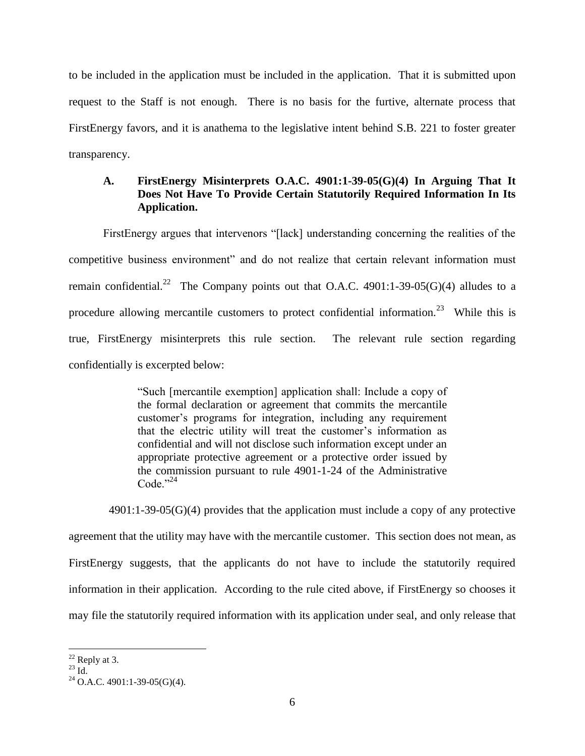to be included in the application must be included in the application. That it is submitted upon request to the Staff is not enough. There is no basis for the furtive, alternate process that FirstEnergy favors, and it is anathema to the legislative intent behind S.B. 221 to foster greater transparency.

### A. FirstEnergy Misinterprets O.A.C. 4901:1-39-05(G)(4) In Arguing That It Does Not Have To Provide Certain Statutorily Required Information In Its Application.

FirstEnergy argues that intervenors "[lack] understanding concerning the realities of the competitive business environment" and do not realize that certain relevant information must remain confidential.[22] The Company points out that O.A.C. 4901:1-39-05(G)(4) alludes to a procedure allowing mercantile customers to protect confidential information.[23] While this is true, FirstEnergy misinterprets this rule section. The relevant rule section regarding confidentially is excerpted below:

> "Such [mercantile exemption] application shall: Include a copy of the formal declaration or agreement that commits the mercantile customer's programs for integration, including any requirement that the electric utility will treat the customer's information as confidential and will not disclose such information except under an appropriate protective agreement or a protective order issued by the commission pursuant to rule 4901-1-24 of the Administrative Code."[24]

4901:1-39-05(G)(4) provides that the application must include a copy of any protective agreement that the utility may have with the mercantile customer. This section does not mean, as FirstEnergy suggests, that the applicants do not have to include the statutorily required information in their application. According to the rule cited above, if FirstEnergy so chooses it may file the statutorily required information with its application under seal, and only release that

---

[22] Reply at 3.

[23] Id.

[24] O.A.C. 4901:1-39-05(G)(4).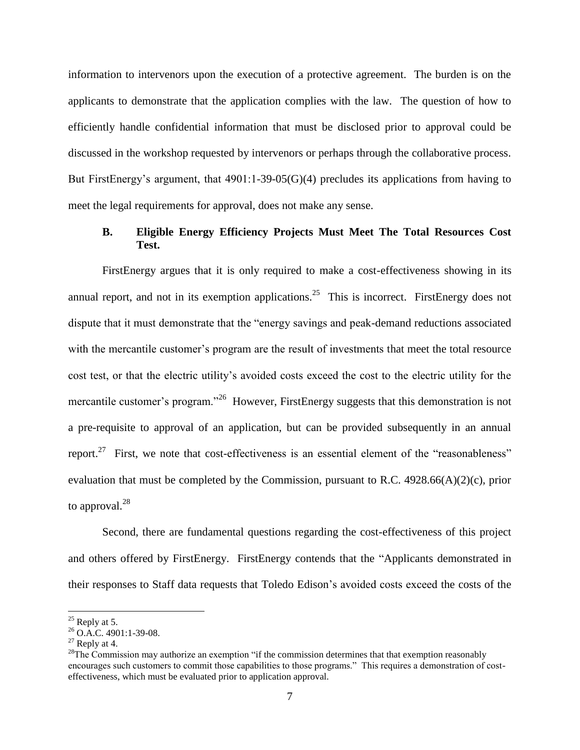information to intervenors upon the execution of a protective agreement. The burden is on the applicants to demonstrate that the application complies with the law. The question of how to efficiently handle confidential information that must be disclosed prior to approval could be discussed in the workshop requested by intervenors or perhaps through the collaborative process. But FirstEnergy's argument, that 4901:1-39-05(G)(4) precludes its applications from having to meet the legal requirements for approval, does not make any sense.

### B. Eligible Energy Efficiency Projects Must Meet The Total Resources Cost Test.

FirstEnergy argues that it is only required to make a cost-effectiveness showing in its annual report, and not in its exemption applications.[25] This is incorrect. FirstEnergy does not dispute that it must demonstrate that the "energy savings and peak-demand reductions associated with the mercantile customer's program are the result of investments that meet the total resource cost test, or that the electric utility's avoided costs exceed the cost to the electric utility for the mercantile customer's program."[26] However, FirstEnergy suggests that this demonstration is not a pre-requisite to approval of an application, but can be provided subsequently in an annual report.[27] First, we note that cost-effectiveness is an essential element of the "reasonableness" evaluation that must be completed by the Commission, pursuant to R.C. 4928.66(A)(2)(c), prior to approval.[28]

Second, there are fundamental questions regarding the cost-effectiveness of this project and others offered by FirstEnergy. FirstEnergy contends that the "Applicants demonstrated in their responses to Staff data requests that Toledo Edison's avoided costs exceed the costs of the

---

[25] Reply at 5.

[26] O.A.C. 4901:1-39-08.

[27] Reply at 4.

[28] The Commission may authorize an exemption "if the commission determines that that exemption reasonably encourages such customers to commit those capabilities to those programs." This requires a demonstration of cost-effectiveness, which must be evaluated prior to application approval.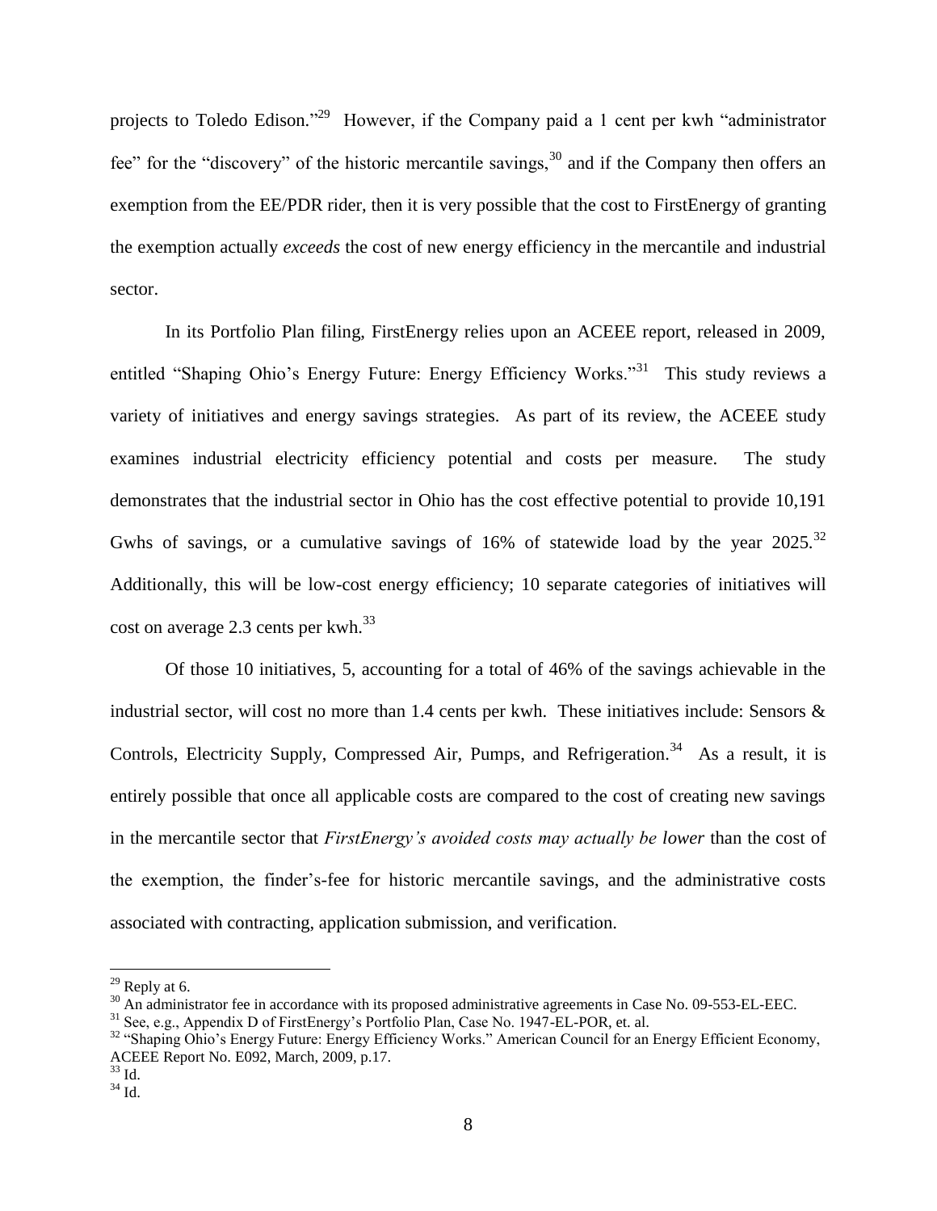projects to Toledo Edison."[29] However, if the Company paid a 1 cent per kwh "administrator fee" for the "discovery" of the historic mercantile savings,[30] and if the Company then offers an exemption from the EE/PDR rider, then it is very possible that the cost to FirstEnergy of granting the exemption actually *exceeds* the cost of new energy efficiency in the mercantile and industrial sector.

In its Portfolio Plan filing, FirstEnergy relies upon an ACEEE report, released in 2009, entitled "Shaping Ohio's Energy Future: Energy Efficiency Works."[31] This study reviews a variety of initiatives and energy savings strategies. As part of its review, the ACEEE study examines industrial electricity efficiency potential and costs per measure. The study demonstrates that the industrial sector in Ohio has the cost effective potential to provide 10,191 Gwhs of savings, or a cumulative savings of 16% of statewide load by the year 2025.[32] Additionally, this will be low-cost energy efficiency; 10 separate categories of initiatives will cost on average 2.3 cents per kwh.[33]

Of those 10 initiatives, 5, accounting for a total of 46% of the savings achievable in the industrial sector, will cost no more than 1.4 cents per kwh. These initiatives include: Sensors & Controls, Electricity Supply, Compressed Air, Pumps, and Refrigeration.[34] As a result, it is entirely possible that once all applicable costs are compared to the cost of creating new savings in the mercantile sector that *FirstEnergy's avoided costs may actually be lower* than the cost of the exemption, the finder's-fee for historic mercantile savings, and the administrative costs associated with contracting, application submission, and verification.

---

[29] Reply at 6.

[30] An administrator fee in accordance with its proposed administrative agreements in Case No. 09-553-EL-EEC.

[31] See, e.g., Appendix D of FirstEnergy's Portfolio Plan, Case No. 1947-EL-POR, et. al.

[32] "Shaping Ohio's Energy Future: Energy Efficiency Works." American Council for an Energy Efficient Economy, ACEEE Report No. E092, March, 2009, p.17.

[33] Id.

[34] Id.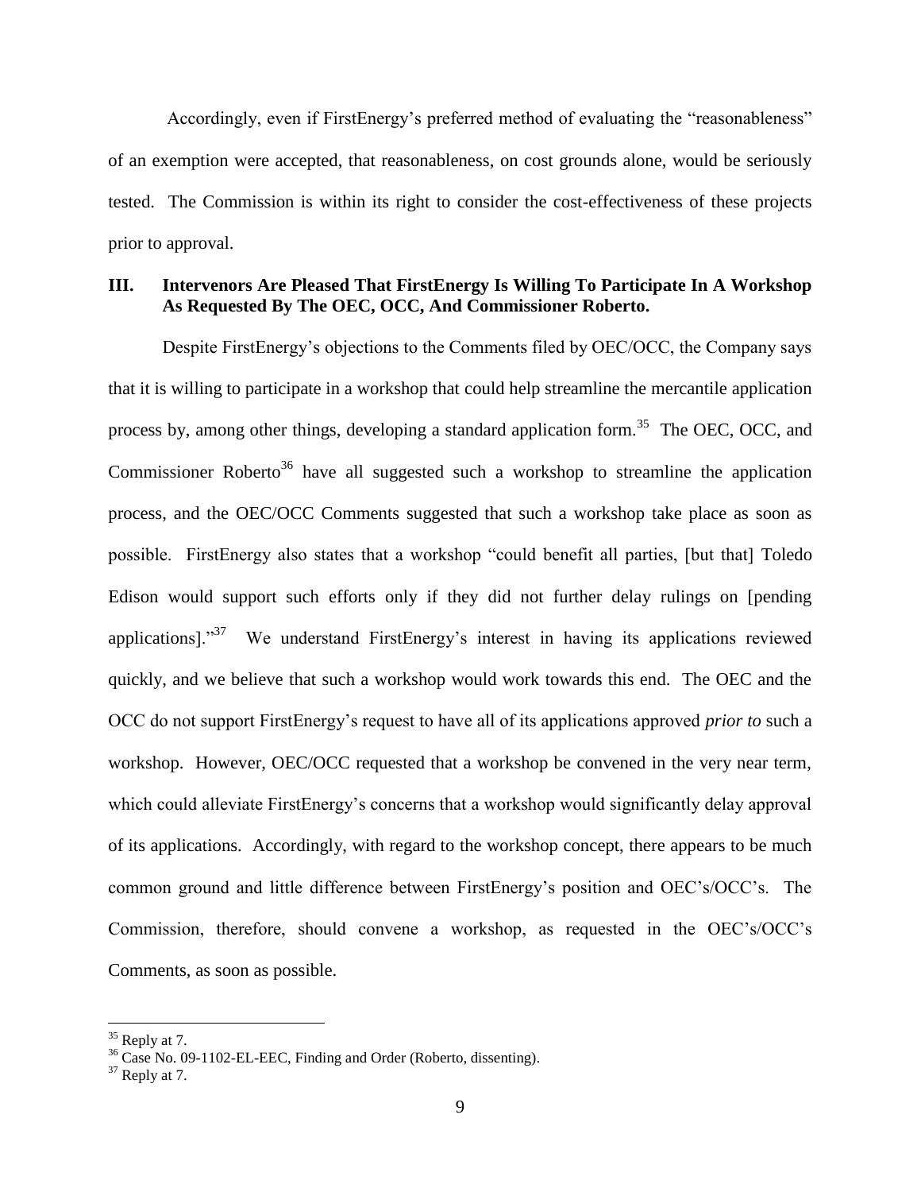Accordingly, even if FirstEnergy's preferred method of evaluating the "reasonableness" of an exemption were accepted, that reasonableness, on cost grounds alone, would be seriously tested. The Commission is within its right to consider the cost-effectiveness of these projects prior to approval.

## III. Intervenors Are Pleased That FirstEnergy Is Willing To Participate In A Workshop As Requested By The OEC, OCC, And Commissioner Roberto.

Despite FirstEnergy's objections to the Comments filed by OEC/OCC, the Company says that it is willing to participate in a workshop that could help streamline the mercantile application process by, among other things, developing a standard application form.[35] The OEC, OCC, and Commissioner Roberto[36] have all suggested such a workshop to streamline the application process, and the OEC/OCC Comments suggested that such a workshop take place as soon as possible. FirstEnergy also states that a workshop "could benefit all parties, [but that] Toledo Edison would support such efforts only if they did not further delay rulings on [pending applications]."[37] We understand FirstEnergy's interest in having its applications reviewed quickly, and we believe that such a workshop would work towards this end. The OEC and the OCC do not support FirstEnergy's request to have all of its applications approved *prior to* such a workshop. However, OEC/OCC requested that a workshop be convened in the very near term, which could alleviate FirstEnergy's concerns that a workshop would significantly delay approval of its applications. Accordingly, with regard to the workshop concept, there appears to be much common ground and little difference between FirstEnergy's position and OEC's/OCC's. The Commission, therefore, should convene a workshop, as requested in the OEC's/OCC's Comments, as soon as possible.

---

[35] Reply at 7.

[36] Case No. 09-1102-EL-EEC, Finding and Order (Roberto, dissenting).

[37] Reply at 7.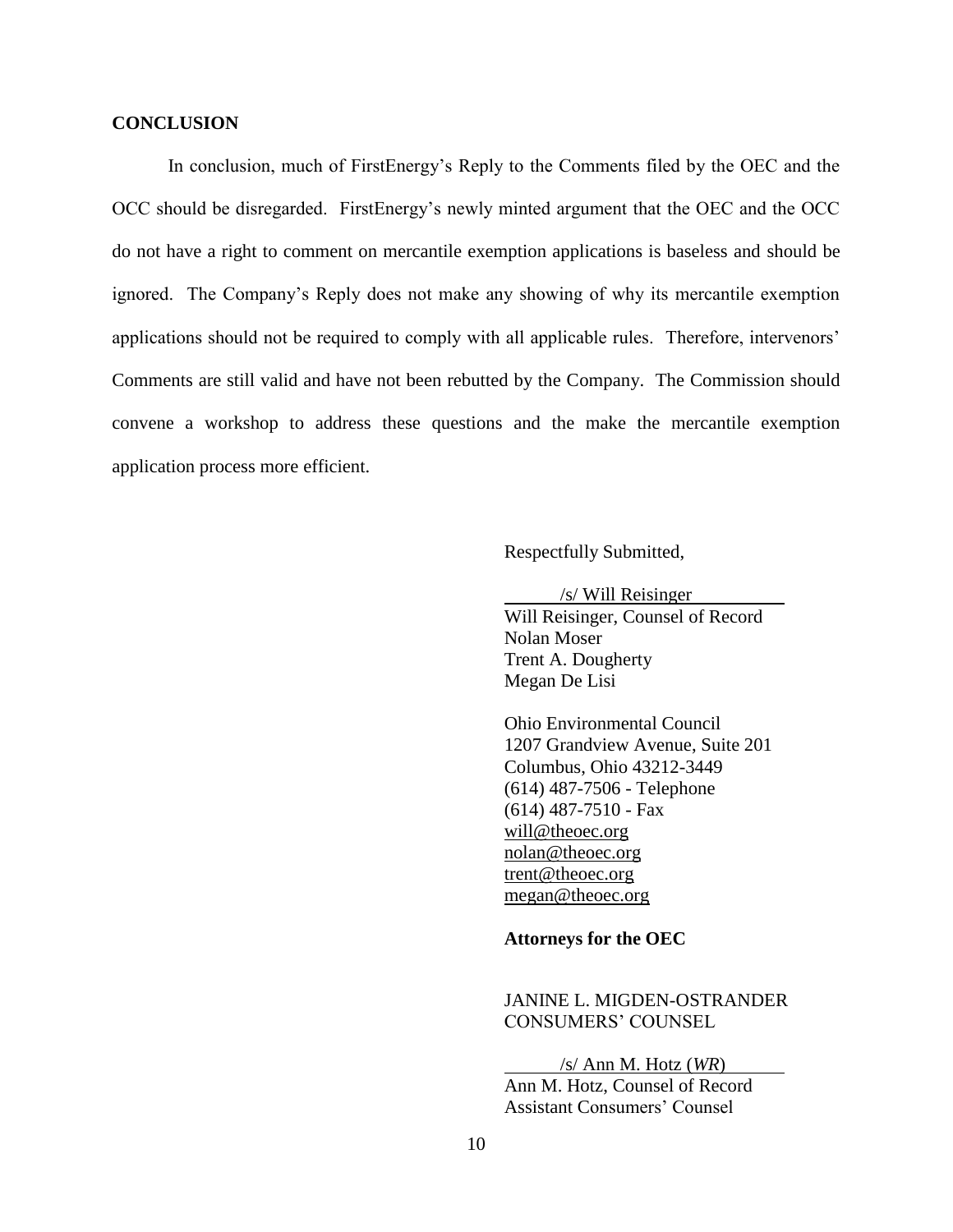**CONCLUSION**

In conclusion, much of FirstEnergy's Reply to the Comments filed by the OEC and the OCC should be disregarded. FirstEnergy's newly minted argument that the OEC and the OCC do not have a right to comment on mercantile exemption applications is baseless and should be ignored. The Company's Reply does not make any showing of why its mercantile exemption applications should not be required to comply with all applicable rules. Therefore, intervenors' Comments are still valid and have not been rebutted by the Company. The Commission should convene a workshop to address these questions and the make the mercantile exemption application process more efficient.

Respectfully Submitted,

/s/ Will Reisinger
Will Reisinger, Counsel of Record
Nolan Moser
Trent A. Dougherty
Megan De Lisi

Ohio Environmental Council
1207 Grandview Avenue, Suite 201
Columbus, Ohio 43212-3449
(614) 487-7506 - Telephone
(614) 487-7510 - Fax
will@theoec.org
nolan@theoec.org
trent@theoec.org
megan@theoec.org

**Attorneys for the OEC**

JANINE L. MIGDEN-OSTRANDER
CONSUMERS' COUNSEL

/s/ Ann M. Hotz (*WR*)
Ann M. Hotz, Counsel of Record
Assistant Consumers' Counsel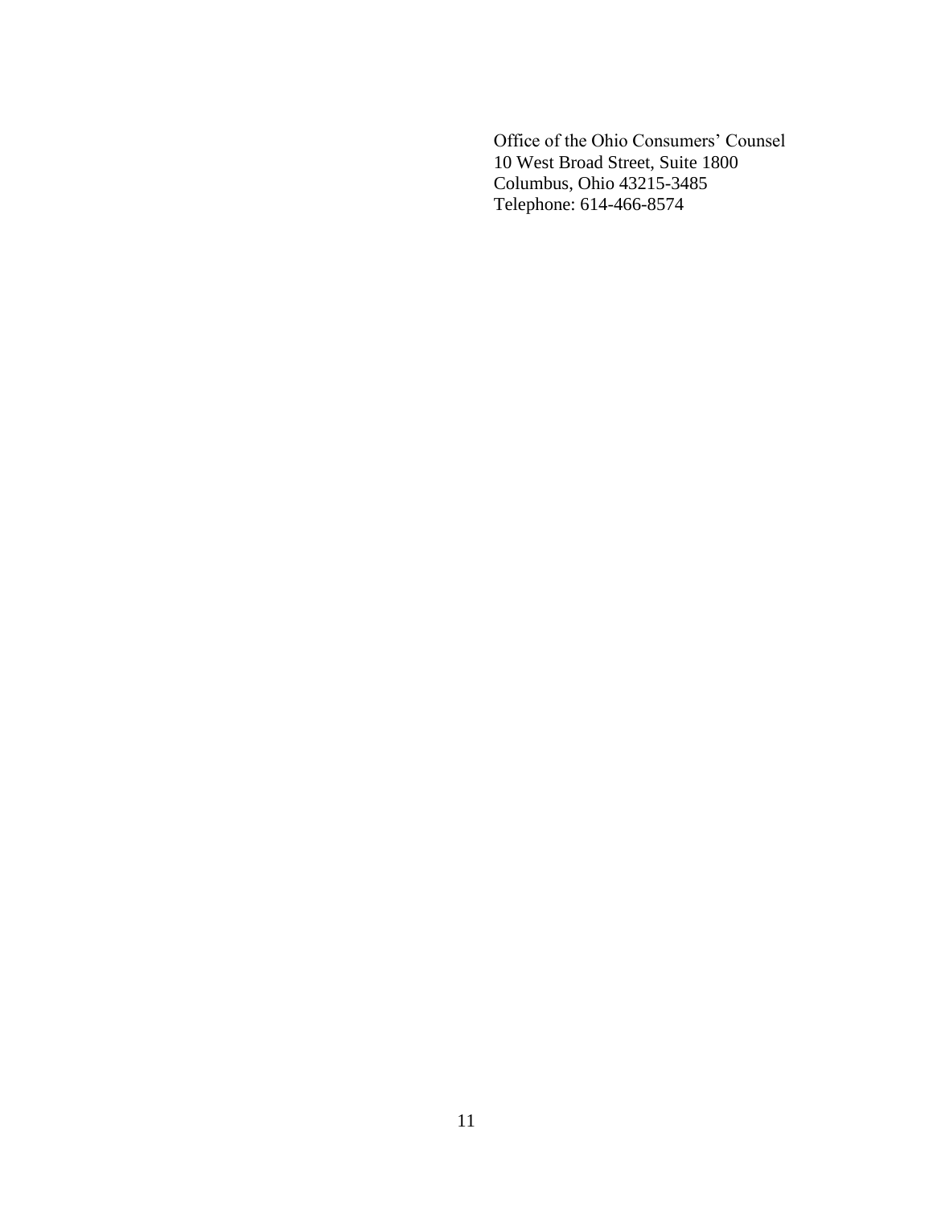Office of the Ohio Consumers' Counsel
10 West Broad Street, Suite 1800
Columbus, Ohio 43215-3485
Telephone: 614-466-8574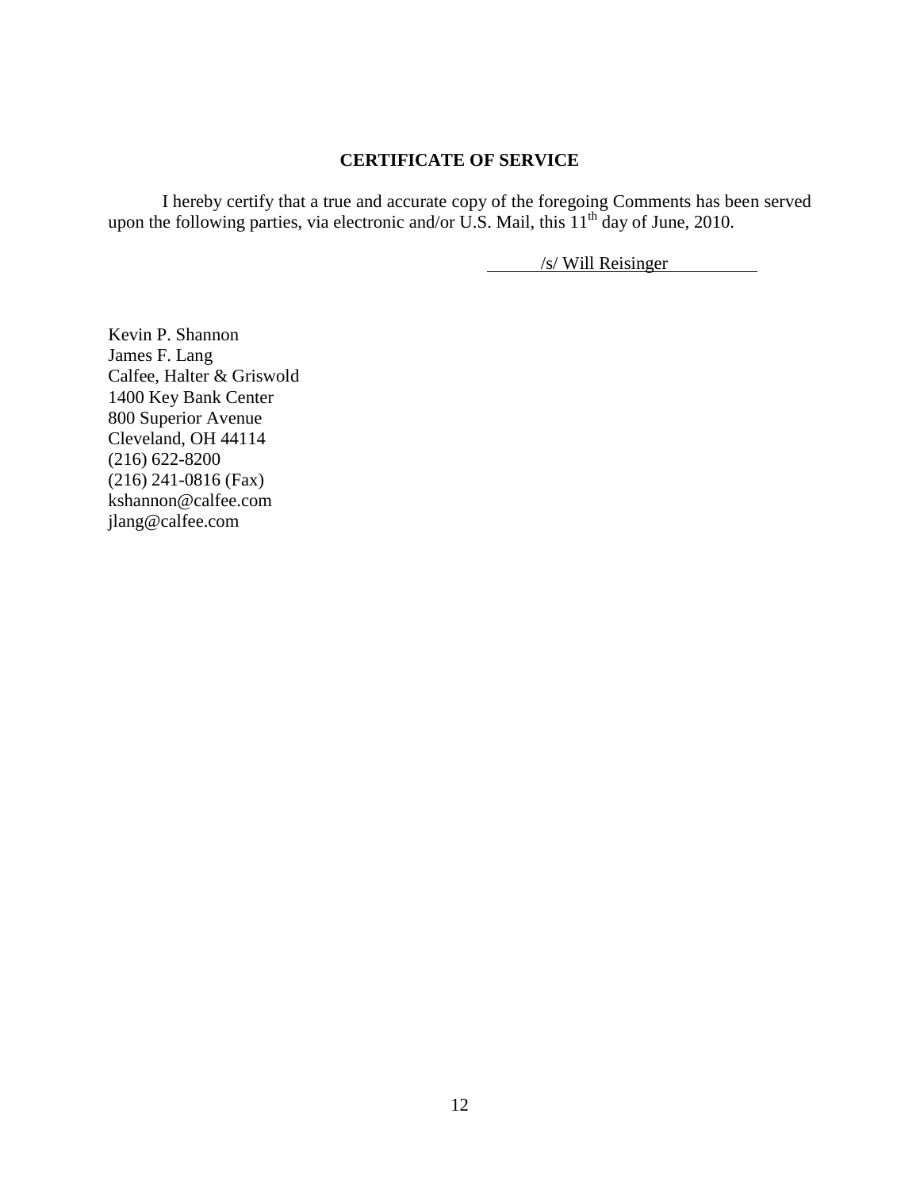## CERTIFICATE OF SERVICE

I hereby certify that a true and accurate copy of the foregoing Comments has been served upon the following parties, via electronic and/or U.S. Mail, this 11th day of June, 2010.

/s/ Will Reisinger

Kevin P. Shannon
James F. Lang
Calfee, Halter & Griswold
1400 Key Bank Center
800 Superior Avenue
Cleveland, OH 44114
(216) 622-8200
(216) 241-0816 (Fax)
kshannon@calfee.com
jlang@calfee.com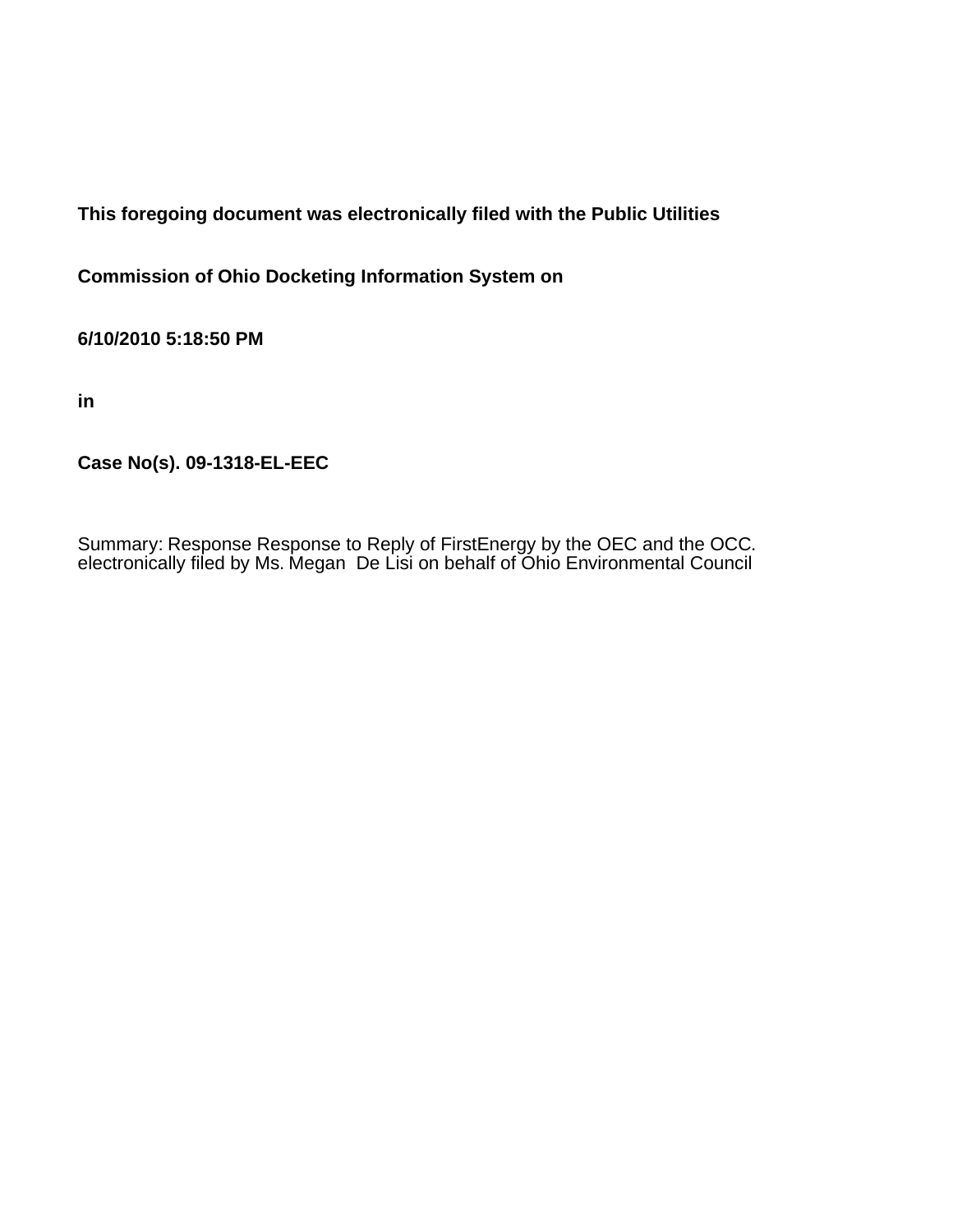**This foregoing document was electronically filed with the Public Utilities**

**Commission of Ohio Docketing Information System on**

**6/10/2010 5:18:50 PM**

**in**

**Case No(s). 09-1318-EL-EEC**

Summary: Response Response to Reply of FirstEnergy by the OEC and the OCC. electronically filed by Ms. Megan De Lisi on behalf of Ohio Environmental Council